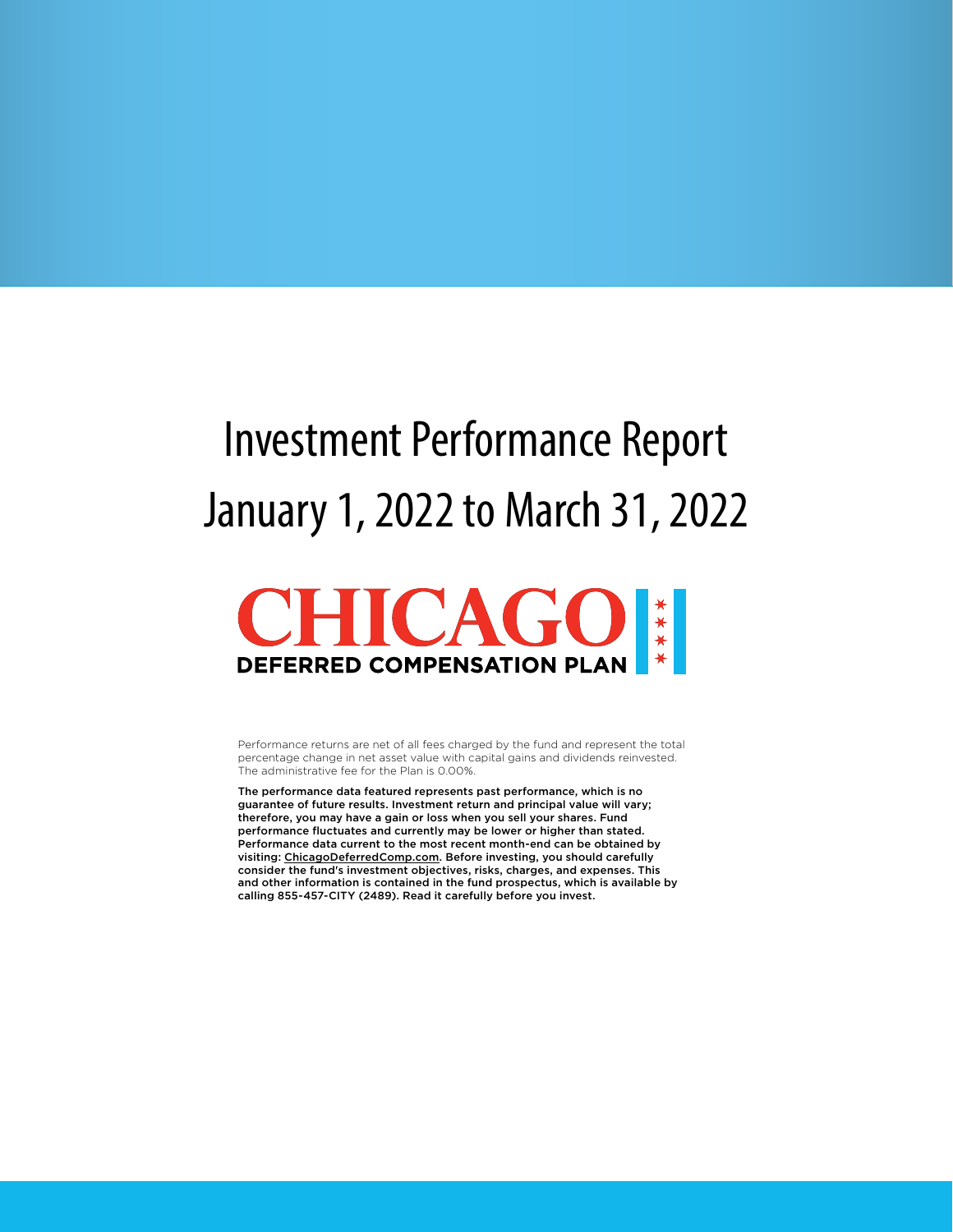# Investment Performance Report

# January 1, 2022 to March 31, 2022

**CHICAGO**

**DEFERRED COMPENSATION PLAN**

Performance returns are net of all fees charged by the fund and represent the total percentage change in net asset value with capital gains and dividends reinvested. The administrative fee for the Plan is 0.00%.

**The performance data featured represents past performance, which is no guarantee of future results. Investment return and principal value will vary; therefore, you may have a gain or loss when you sell your shares. Fund performance fluctuates and currently may be lower or higher than stated. Performance data current to the most recent month-end can be obtained by visiting: ChicagoDeferredComp.com. Before investing, you should carefully consider the fund's investment objectives, risks, charges, and expenses. This and other information is contained in the fund prospectus, which is available by calling 855-457-CITY (2489). Read it carefully before you invest.**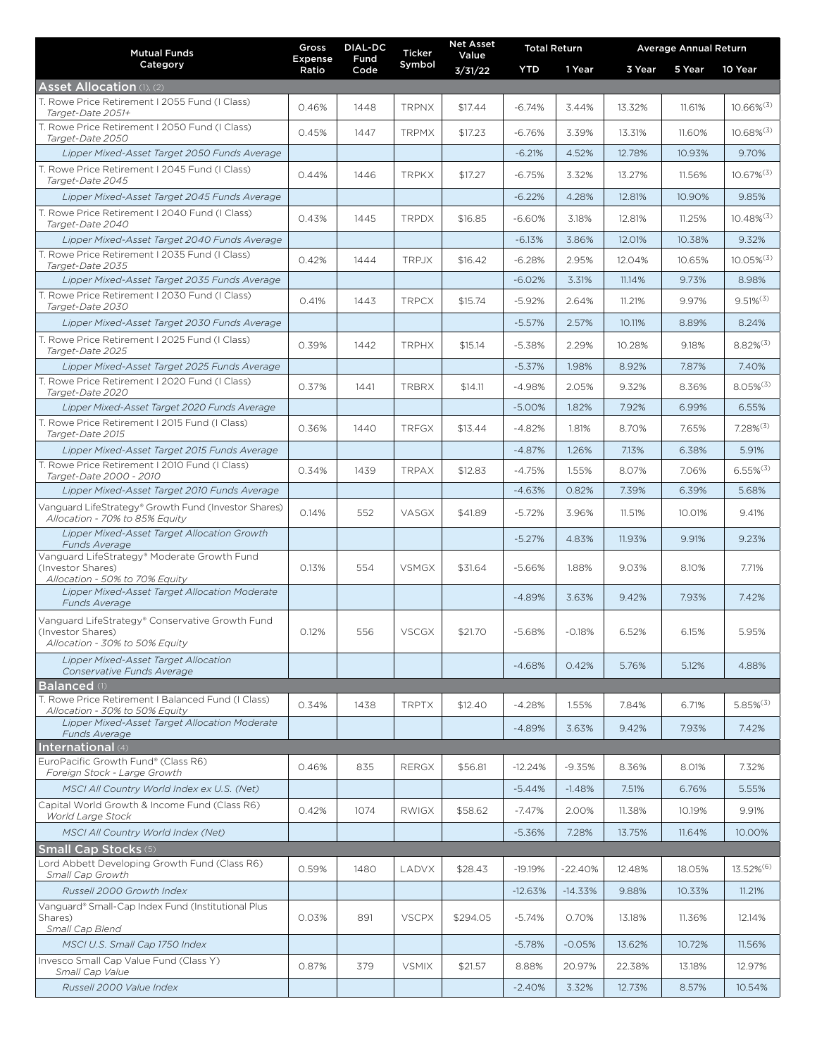| Mutual Funds Category | Gross Expense Ratio | DIAL-DC Fund Code | Ticker Symbol | Net Asset Value 3/31/22 | Total Return | | Average Annual Return | | |
|---|---|---|---|---|---|---|---|---|---|
| | | | | | YTD | 1 Year | 3 Year | 5 Year | 10 Year |
| **Asset Allocation** (1), (2) | | | | | | | | | |
| T. Rowe Price Retirement I 2055 Fund (I Class) *Target-Date 2051+* | 0.46% | 1448 | TRPNX | $17.44 | -6.74% | 3.44% | 13.32% | 11.61% | 10.66%(3) |
| T. Rowe Price Retirement I 2050 Fund (I Class) *Target-Date 2050* | 0.45% | 1447 | TRPMX | $17.23 | -6.76% | 3.39% | 13.31% | 11.60% | 10.68%(3) |
| *Lipper Mixed-Asset Target 2050 Funds Average* | | | | | -6.21% | 4.52% | 12.78% | 10.93% | 9.70% |
| T. Rowe Price Retirement I 2045 Fund (I Class) *Target-Date 2045* | 0.44% | 1446 | TRPKX | $17.27 | -6.75% | 3.32% | 13.27% | 11.56% | 10.67%(3) |
| *Lipper Mixed-Asset Target 2045 Funds Average* | | | | | -6.22% | 4.28% | 12.81% | 10.90% | 9.85% |
| T. Rowe Price Retirement I 2040 Fund (I Class) *Target-Date 2040* | 0.43% | 1445 | TRPDX | $16.85 | -6.60% | 3.18% | 12.81% | 11.25% | 10.48%(3) |
| *Lipper Mixed-Asset Target 2040 Funds Average* | | | | | -6.13% | 3.86% | 12.01% | 10.38% | 9.32% |
| T. Rowe Price Retirement I 2035 Fund (I Class) *Target-Date 2035* | 0.42% | 1444 | TRPJX | $16.42 | -6.28% | 2.95% | 12.04% | 10.65% | 10.05%(3) |
| *Lipper Mixed-Asset Target 2035 Funds Average* | | | | | -6.02% | 3.31% | 11.14% | 9.73% | 8.98% |
| T. Rowe Price Retirement I 2030 Fund (I Class) *Target-Date 2030* | 0.41% | 1443 | TRPCX | $15.74 | -5.92% | 2.64% | 11.21% | 9.97% | 9.51%(3) |
| *Lipper Mixed-Asset Target 2030 Funds Average* | | | | | -5.57% | 2.57% | 10.11% | 8.89% | 8.24% |
| T. Rowe Price Retirement I 2025 Fund (I Class) *Target-Date 2025* | 0.39% | 1442 | TRPHX | $15.14 | -5.38% | 2.29% | 10.28% | 9.18% | 8.82%(3) |
| *Lipper Mixed-Asset Target 2025 Funds Average* | | | | | -5.37% | 1.98% | 8.92% | 7.87% | 7.40% |
| T. Rowe Price Retirement I 2020 Fund (I Class) *Target-Date 2020* | 0.37% | 1441 | TRBRX | $14.11 | -4.98% | 2.05% | 9.32% | 8.36% | 8.05%(3) |
| *Lipper Mixed-Asset Target 2020 Funds Average* | | | | | -5.00% | 1.82% | 7.92% | 6.99% | 6.55% |
| T. Rowe Price Retirement I 2015 Fund (I Class) *Target-Date 2015* | 0.36% | 1440 | TRFGX | $13.44 | -4.82% | 1.81% | 8.70% | 7.65% | 7.28%(3) |
| *Lipper Mixed-Asset Target 2015 Funds Average* | | | | | -4.87% | 1.26% | 7.13% | 6.38% | 5.91% |
| T. Rowe Price Retirement I 2010 Fund (I Class) *Target-Date 2000 - 2010* | 0.34% | 1439 | TRPAX | $12.83 | -4.75% | 1.55% | 8.07% | 7.06% | 6.55%(3) |
| *Lipper Mixed-Asset Target 2010 Funds Average* | | | | | -4.63% | 0.82% | 7.39% | 6.39% | 5.68% |
| Vanguard LifeStrategy® Growth Fund (Investor Shares) *Allocation - 70% to 85% Equity* | 0.14% | 552 | VASGX | $41.89 | -5.72% | 3.96% | 11.51% | 10.01% | 9.41% |
| *Lipper Mixed-Asset Target Allocation Growth Funds Average* | | | | | -5.27% | 4.83% | 11.93% | 9.91% | 9.23% |
| Vanguard LifeStrategy® Moderate Growth Fund (Investor Shares) *Allocation - 50% to 70% Equity* | 0.13% | 554 | VSMGX | $31.64 | -5.66% | 1.88% | 9.03% | 8.10% | 7.71% |
| *Lipper Mixed-Asset Target Allocation Moderate Funds Average* | | | | | -4.89% | 3.63% | 9.42% | 7.93% | 7.42% |
| Vanguard LifeStrategy® Conservative Growth Fund (Investor Shares) *Allocation - 30% to 50% Equity* | 0.12% | 556 | VSCGX | $21.70 | -5.68% | -0.18% | 6.52% | 6.15% | 5.95% |
| *Lipper Mixed-Asset Target Allocation Conservative Funds Average* | | | | | -4.68% | 0.42% | 5.76% | 5.12% | 4.88% |
| **Balanced** (1) | | | | | | | | | |
| T. Rowe Price Retirement I Balanced Fund (I Class) *Allocation - 30% to 50% Equity* | 0.34% | 1438 | TRPTX | $12.40 | -4.28% | 1.55% | 7.84% | 6.71% | 5.85%(3) |
| *Lipper Mixed-Asset Target Allocation Moderate Funds Average* | | | | | -4.89% | 3.63% | 9.42% | 7.93% | 7.42% |
| **International** (4) | | | | | | | | | |
| EuroPacific Growth Fund® (Class R6) *Foreign Stock - Large Growth* | 0.46% | 835 | RERGX | $56.81 | -12.24% | -9.35% | 8.36% | 8.01% | 7.32% |
| *MSCI All Country World Index ex U.S. (Net)* | | | | | -5.44% | -1.48% | 7.51% | 6.76% | 5.55% |
| Capital World Growth & Income Fund (Class R6) *World Large Stock* | 0.42% | 1074 | RWIGX | $58.62 | -7.47% | 2.00% | 11.38% | 10.19% | 9.91% |
| *MSCI All Country World Index (Net)* | | | | | -5.36% | 7.28% | 13.75% | 11.64% | 10.00% |
| **Small Cap Stocks** (5) | | | | | | | | | |
| Lord Abbett Developing Growth Fund (Class R6) *Small Cap Growth* | 0.59% | 1480 | LADVX | $28.43 | -19.19% | -22.40% | 12.48% | 18.05% | 13.52%(6) |
| *Russell 2000 Growth Index* | | | | | -12.63% | -14.33% | 9.88% | 10.33% | 11.21% |
| Vanguard® Small-Cap Index Fund (Institutional Plus Shares) *Small Cap Blend* | 0.03% | 891 | VSCPX | $294.05 | -5.74% | 0.70% | 13.18% | 11.36% | 12.14% |
| *MSCI U.S. Small Cap 1750 Index* | | | | | -5.78% | -0.05% | 13.62% | 10.72% | 11.56% |
| Invesco Small Cap Value Fund (Class Y) *Small Cap Value* | 0.87% | 379 | VSMIX | $21.57 | 8.88% | 20.97% | 22.38% | 13.18% | 12.97% |
| *Russell 2000 Value Index* | | | | | -2.40% | 3.32% | 12.73% | 8.57% | 10.54% |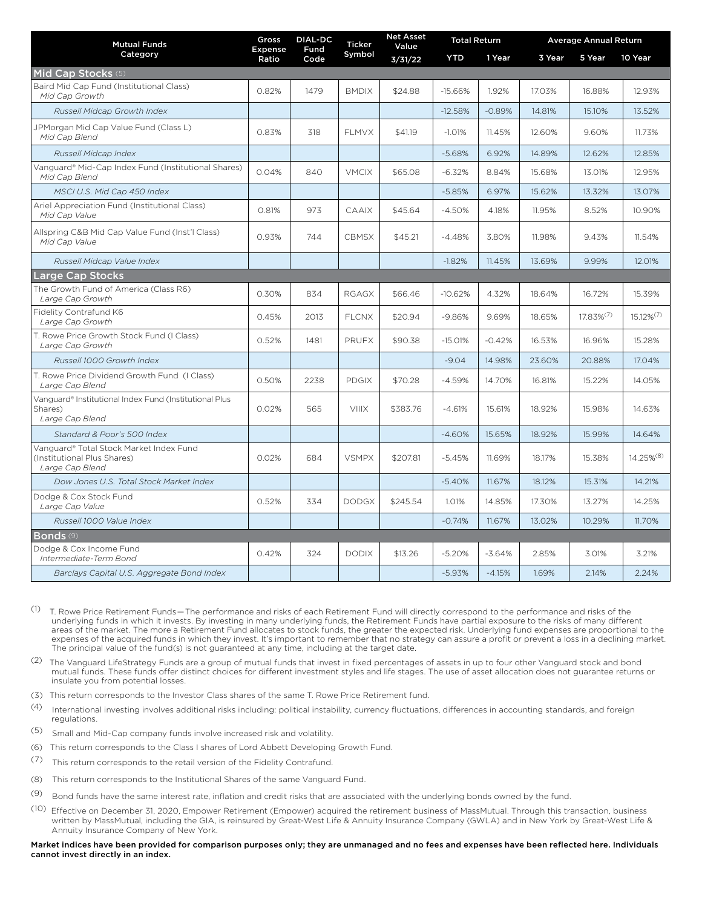| Mutual Funds Category | Gross Expense Ratio | DIAL-DC Fund Code | Ticker Symbol | Net Asset Value 3/31/22 | Total Return | | Average Annual Return | | |
|---|---|---|---|---|---|---|---|---|---|
| | | | | | YTD | 1 Year | 3 Year | 5 Year | 10 Year |
| **Mid Cap Stocks** (5) | | | | | | | | | |
| Baird Mid Cap Fund (Institutional Class) *Mid Cap Growth* | 0.82% | 1479 | BMDIX | $24.88 | -15.66% | 1.92% | 17.03% | 16.88% | 12.93% |
| *Russell Midcap Growth Index* | | | | | -12.58% | -0.89% | 14.81% | 15.10% | 13.52% |
| JPMorgan Mid Cap Value Fund (Class L) *Mid Cap Blend* | 0.83% | 318 | FLMVX | $41.19 | -1.01% | 11.45% | 12.60% | 9.60% | 11.73% |
| *Russell Midcap Index* | | | | | -5.68% | 6.92% | 14.89% | 12.62% | 12.85% |
| Vanguard® Mid-Cap Index Fund (Institutional Shares) *Mid Cap Blend* | 0.04% | 840 | VMCIX | $65.08 | -6.32% | 8.84% | 15.68% | 13.01% | 12.95% |
| *MSCI U.S. Mid Cap 450 Index* | | | | | -5.85% | 6.97% | 15.62% | 13.32% | 13.07% |
| Ariel Appreciation Fund (Institutional Class) *Mid Cap Value* | 0.81% | 973 | CAAIX | $45.64 | -4.50% | 4.18% | 11.95% | 8.52% | 10.90% |
| Allspring C&B Mid Cap Value Fund (Inst'l Class) *Mid Cap Value* | 0.93% | 744 | CBMSX | $45.21 | -4.48% | 3.80% | 11.98% | 9.43% | 11.54% |
| *Russell Midcap Value Index* | | | | | -1.82% | 11.45% | 13.69% | 9.99% | 12.01% |
| **Large Cap Stocks** | | | | | | | | | |
| The Growth Fund of America (Class R6) *Large Cap Growth* | 0.30% | 834 | RGAGX | $66.46 | -10.62% | 4.32% | 18.64% | 16.72% | 15.39% |
| Fidelity Contrafund K6 *Large Cap Growth* | 0.45% | 2013 | FLCNX | $20.94 | -9.86% | 9.69% | 18.65% | 17.83%(7) | 15.12%(7) |
| T. Rowe Price Growth Stock Fund (I Class) *Large Cap Growth* | 0.52% | 1481 | PRUFX | $90.38 | -15.01% | -0.42% | 16.53% | 16.96% | 15.28% |
| *Russell 1000 Growth Index* | | | | | -9.04 | 14.98% | 23.60% | 20.88% | 17.04% |
| T. Rowe Price Dividend Growth Fund (I Class) *Large Cap Blend* | 0.50% | 2238 | PDGIX | $70.28 | -4.59% | 14.70% | 16.81% | 15.22% | 14.05% |
| Vanguard® Institutional Index Fund (Institutional Plus Shares) *Large Cap Blend* | 0.02% | 565 | VIIIX | $383.76 | -4.61% | 15.61% | 18.92% | 15.98% | 14.63% |
| *Standard & Poor's 500 Index* | | | | | -4.60% | 15.65% | 18.92% | 15.99% | 14.64% |
| Vanguard® Total Stock Market Index Fund (Institutional Plus Shares) *Large Cap Blend* | 0.02% | 684 | VSMPX | $207.81 | -5.45% | 11.69% | 18.17% | 15.38% | 14.25%(8) |
| *Dow Jones U.S. Total Stock Market Index* | | | | | -5.40% | 11.67% | 18.12% | 15.31% | 14.21% |
| Dodge & Cox Stock Fund *Large Cap Value* | 0.52% | 334 | DODGX | $245.54 | 1.01% | 14.85% | 17.30% | 13.27% | 14.25% |
| *Russell 1000 Value Index* | | | | | -0.74% | 11.67% | 13.02% | 10.29% | 11.70% |
| **Bonds** (9) | | | | | | | | | |
| Dodge & Cox Income Fund *Intermediate-Term Bond* | 0.42% | 324 | DODIX | $13.26 | -5.20% | -3.64% | 2.85% | 3.01% | 3.21% |
| *Barclays Capital U.S. Aggregate Bond Index* | | | | | -5.93% | -4.15% | 1.69% | 2.14% | 2.24% |

(1) T. Rowe Price Retirement Funds—The performance and risks of each Retirement Fund will directly correspond to the performance and risks of the underlying funds in which it invests. By investing in many underlying funds, the Retirement Funds have partial exposure to the risks of many different areas of the market. The more a Retirement Fund allocates to stock funds, the greater the expected risk. Underlying fund expenses are proportional to the expenses of the acquired funds in which they invest. It's important to remember that no strategy can assure a profit or prevent a loss in a declining market. The principal value of the fund(s) is not guaranteed at any time, including at the target date.

(2) The Vanguard LifeStrategy Funds are a group of mutual funds that invest in fixed percentages of assets in up to four other Vanguard stock and bond mutual funds. These funds offer distinct choices for different investment styles and life stages. The use of asset allocation does not guarantee returns or insulate you from potential losses.

(3) This return corresponds to the Investor Class shares of the same T. Rowe Price Retirement fund.

(4) International investing involves additional risks including: political instability, currency fluctuations, differences in accounting standards, and foreign regulations.

(5) Small and Mid-Cap company funds involve increased risk and volatility.

(6) This return corresponds to the Class I shares of Lord Abbett Developing Growth Fund.

(7) This return corresponds to the retail version of the Fidelity Contrafund.

(8) This return corresponds to the Institutional Shares of the same Vanguard Fund.

(9) Bond funds have the same interest rate, inflation and credit risks that are associated with the underlying bonds owned by the fund.

(10) Effective on December 31, 2020, Empower Retirement (Empower) acquired the retirement business of MassMutual. Through this transaction, business written by MassMutual, including the GIA, is reinsured by Great-West Life & Annuity Insurance Company (GWLA) and in New York by Great-West Life & Annuity Insurance Company of New York.

**Market indices have been provided for comparison purposes only; they are unmanaged and no fees and expenses have been reflected here. Individuals cannot invest directly in an index.**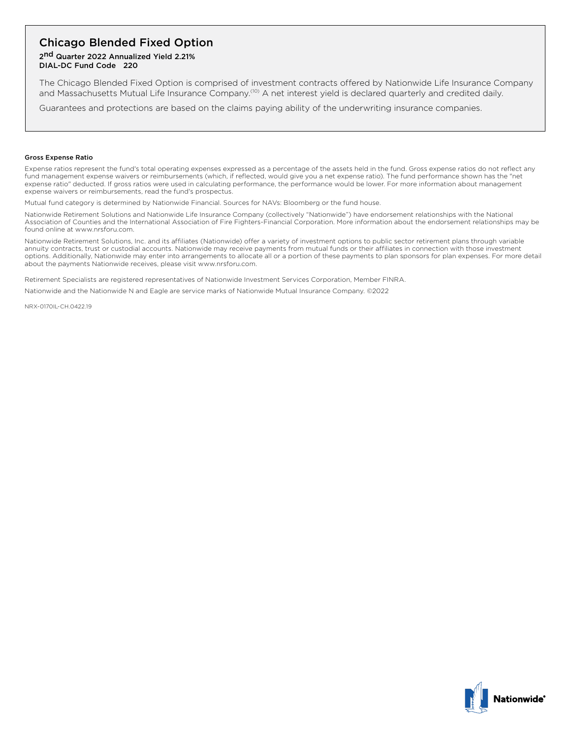## Chicago Blended Fixed Option

**2nd Quarter 2022 Annualized Yield 2.21%**
**DIAL-DC Fund Code 220**

The Chicago Blended Fixed Option is comprised of investment contracts offered by Nationwide Life Insurance Company and Massachusetts Mutual Life Insurance Company.[10] A net interest yield is declared quarterly and credited daily.

Guarantees and protections are based on the claims paying ability of the underwriting insurance companies.

**Gross Expense Ratio**

Expense ratios represent the fund's total operating expenses expressed as a percentage of the assets held in the fund. Gross expense ratios do not reflect any fund management expense waivers or reimbursements (which, if reflected, would give you a net expense ratio). The fund performance shown has the "net expense ratio" deducted. If gross ratios were used in calculating performance, the performance would be lower. For more information about management expense waivers or reimbursements, read the fund's prospectus.

Mutual fund category is determined by Nationwide Financial. Sources for NAVs: Bloomberg or the fund house.

Nationwide Retirement Solutions and Nationwide Life Insurance Company (collectively "Nationwide") have endorsement relationships with the National Association of Counties and the International Association of Fire Fighters-Financial Corporation. More information about the endorsement relationships may be found online at www.nrsforu.com.

Nationwide Retirement Solutions, Inc. and its affiliates (Nationwide) offer a variety of investment options to public sector retirement plans through variable annuity contracts, trust or custodial accounts. Nationwide may receive payments from mutual funds or their affiliates in connection with those investment options. Additionally, Nationwide may enter into arrangements to allocate all or a portion of these payments to plan sponsors for plan expenses. For more detail about the payments Nationwide receives, please visit www.nrsforu.com.

Retirement Specialists are registered representatives of Nationwide Investment Services Corporation, Member FINRA.

Nationwide and the Nationwide N and Eagle are service marks of Nationwide Mutual Insurance Company. ©2022

NRX-0170IL-CH.0422.19